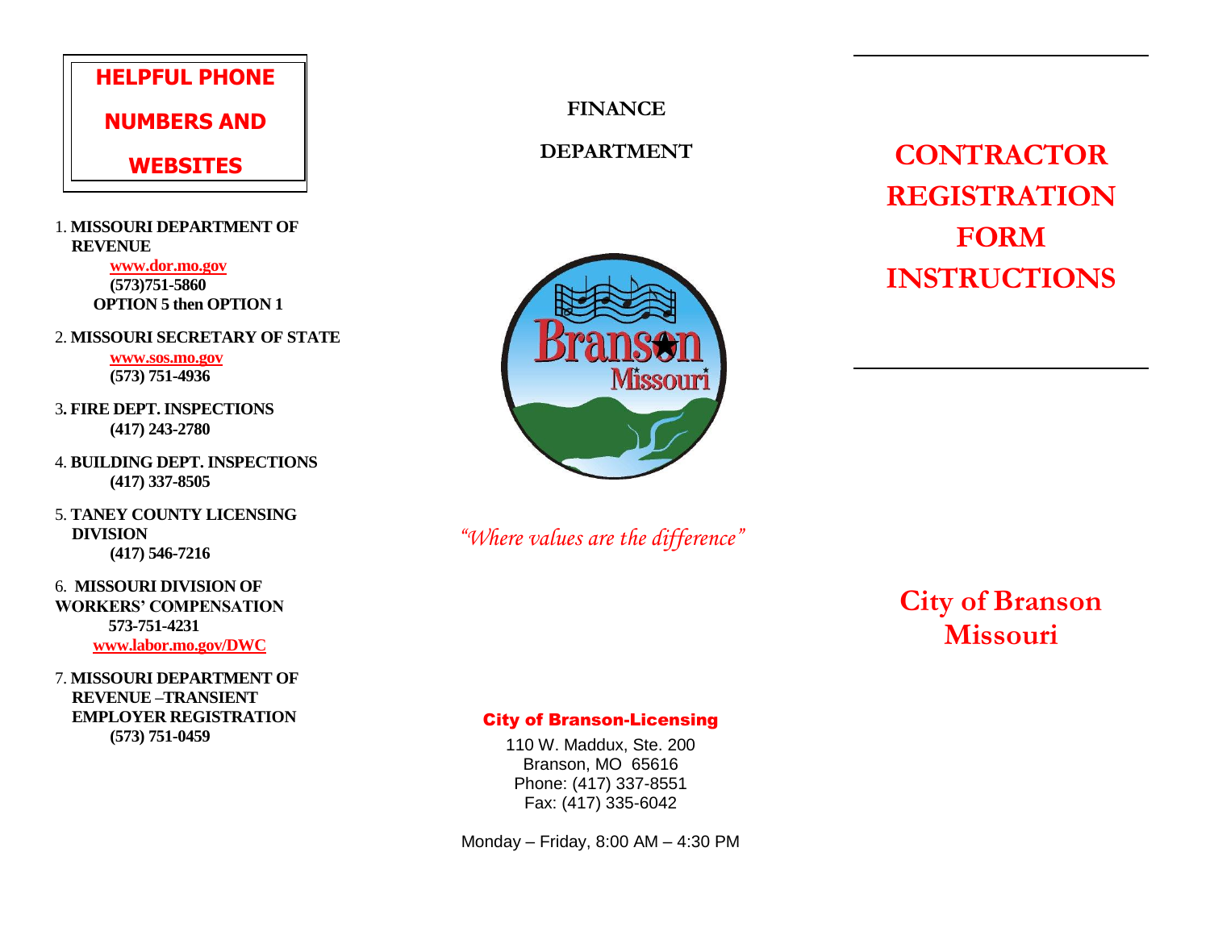## HELPFUL PHONE NUMBERS AND WEBSITES

1. **MISSOURI DEPARTMENT OF REVENUE**
   **www.dor.mo.gov**
   **(573)751-5860**
   **OPTION 5 then OPTION 1**

2. **MISSOURI SECRETARY OF STATE**
   **www.sos.mo.gov**
   **(573) 751-4936**

3. **FIRE DEPT. INSPECTIONS**
   **(417) 243-2780**

4. **BUILDING DEPT. INSPECTIONS**
   **(417) 337-8505**

5. **TANEY COUNTY LICENSING DIVISION**
   **(417) 546-7216**

6. **MISSOURI DIVISION OF WORKERS' COMPENSATION**
   **573-751-4231**
   **www.labor.mo.gov/DWC**

7. **MISSOURI DEPARTMENT OF REVENUE –TRANSIENT EMPLOYER REGISTRATION**
   **(573) 751-0459**

**FINANCE**

**DEPARTMENT**

*"Where values are the difference"*

**City of Branson-Licensing**

110 W. Maddux, Ste. 200
Branson, MO 65616
Phone: (417) 337-8551
Fax: (417) 335-6042

Monday – Friday, 8:00 AM – 4:30 PM

# CONTRACTOR REGISTRATION FORM INSTRUCTIONS

## City of Branson Missouri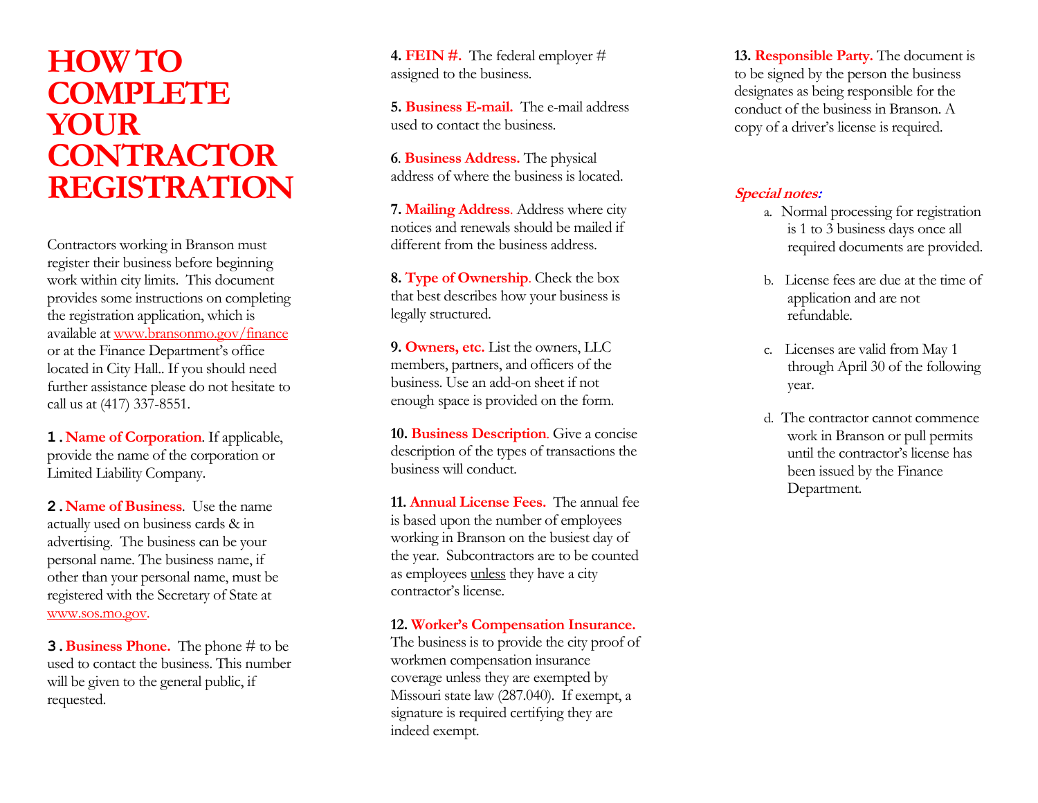# HOW TO COMPLETE YOUR CONTRACTOR REGISTRATION

Contractors working in Branson must register their business before beginning work within city limits. This document provides some instructions on completing the registration application, which is available at www.bransonmo.gov/finance or at the Finance Department's office located in City Hall.. If you should need further assistance please do not hesitate to call us at (417) 337-8551.

**1. Name of Corporation**. If applicable, provide the name of the corporation or Limited Liability Company.

**2. Name of Business**. Use the name actually used on business cards & in advertising. The business can be your personal name. The business name, if other than your personal name, must be registered with the Secretary of State at www.sos.mo.gov.

**3. Business Phone.** The phone # to be used to contact the business. This number will be given to the general public, if requested.

**4. FEIN #.** The federal employer # assigned to the business.

**5. Business E-mail.** The e-mail address used to contact the business.

**6. Business Address.** The physical address of where the business is located.

**7. Mailing Address**. Address where city notices and renewals should be mailed if different from the business address.

**8. Type of Ownership**. Check the box that best describes how your business is legally structured.

**9. Owners, etc.** List the owners, LLC members, partners, and officers of the business. Use an add-on sheet if not enough space is provided on the form.

**10. Business Description**. Give a concise description of the types of transactions the business will conduct.

**11. Annual License Fees.** The annual fee is based upon the number of employees working in Branson on the busiest day of the year. Subcontractors are to be counted as employees unless they have a city contractor's license.

**12. Worker's Compensation Insurance.** The business is to provide the city proof of workmen compensation insurance coverage unless they are exempted by Missouri state law (287.040). If exempt, a signature is required certifying they are indeed exempt.

**13. Responsible Party.** The document is to be signed by the person the business designates as being responsible for the conduct of the business in Branson. A copy of a driver's license is required.

***Special notes:***

a. Normal processing for registration is 1 to 3 business days once all required documents are provided.

b. License fees are due at the time of application and are not refundable.

c. Licenses are valid from May 1 through April 30 of the following year.

d. The contractor cannot commence work in Branson or pull permits until the contractor's license has been issued by the Finance Department.